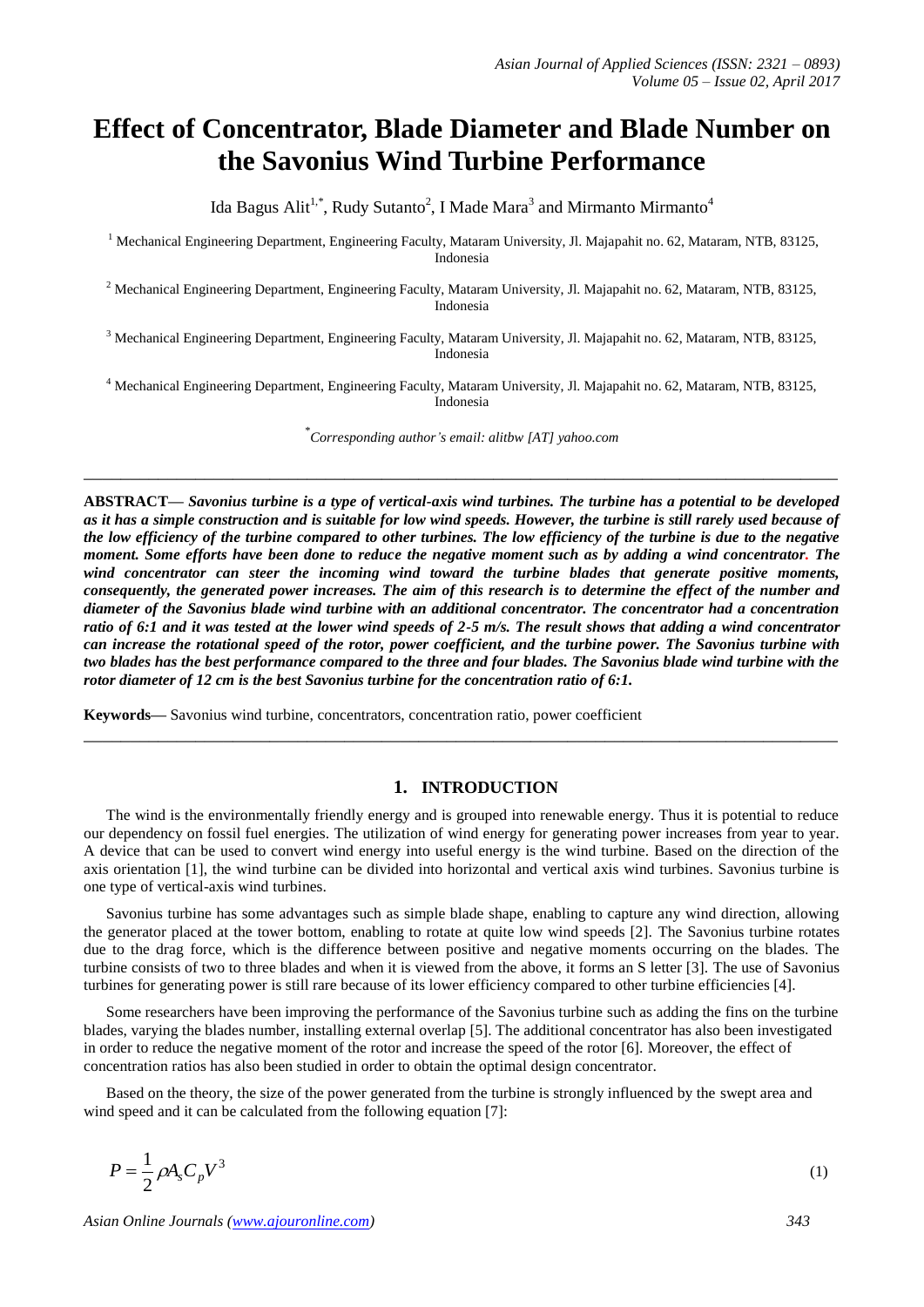# Effect of Concentrator, Blade Diameter and Blade Number on the Savonius Wind Turbine Performance

Ida Bagus Alit[1,*], Rudy Sutanto[2], I Made Mara[3] and Mirmanto Mirmanto[4]

[1] Mechanical Engineering Department, Engineering Faculty, Mataram University, Jl. Majapahit no. 62, Mataram, NTB, 83125, Indonesia

[2] Mechanical Engineering Department, Engineering Faculty, Mataram University, Jl. Majapahit no. 62, Mataram, NTB, 83125, Indonesia

[3] Mechanical Engineering Department, Engineering Faculty, Mataram University, Jl. Majapahit no. 62, Mataram, NTB, 83125, Indonesia

[4] Mechanical Engineering Department, Engineering Faculty, Mataram University, Jl. Majapahit no. 62, Mataram, NTB, 83125, Indonesia

*[*]Corresponding author's email: alitbw [AT] yahoo.com*

---

**ABSTRACT—** ***Savonius turbine is a type of vertical-axis wind turbines. The turbine has a potential to be developed as it has a simple construction and is suitable for low wind speeds. However, the turbine is still rarely used because of the low efficiency of the turbine compared to other turbines. The low efficiency of the turbine is due to the negative moment. Some efforts have been done to reduce the negative moment such as by adding a wind concentrator. The wind concentrator can steer the incoming wind toward the turbine blades that generate positive moments, consequently, the generated power increases. The aim of this research is to determine the effect of the number and diameter of the Savonius blade wind turbine with an additional concentrator. The concentrator had a concentration ratio of 6:1 and it was tested at the lower wind speeds of 2-5 m/s. The result shows that adding a wind concentrator can increase the rotational speed of the rotor, power coefficient, and the turbine power. The Savonius turbine with two blades has the best performance compared to the three and four blades. The Savonius blade wind turbine with the rotor diameter of 12 cm is the best Savonius turbine for the concentration ratio of 6:1.***

**Keywords—** Savonius wind turbine, concentrators, concentration ratio, power coefficient

---

## 1. INTRODUCTION

The wind is the environmentally friendly energy and is grouped into renewable energy. Thus it is potential to reduce our dependency on fossil fuel energies. The utilization of wind energy for generating power increases from year to year. A device that can be used to convert wind energy into useful energy is the wind turbine. Based on the direction of the axis orientation [1], the wind turbine can be divided into horizontal and vertical axis wind turbines. Savonius turbine is one type of vertical-axis wind turbines.

Savonius turbine has some advantages such as simple blade shape, enabling to capture any wind direction, allowing the generator placed at the tower bottom, enabling to rotate at quite low wind speeds [2]. The Savonius turbine rotates due to the drag force, which is the difference between positive and negative moments occurring on the blades. The turbine consists of two to three blades and when it is viewed from the above, it forms an S letter [3]. The use of Savonius turbines for generating power is still rare because of its lower efficiency compared to other turbine efficiencies [4].

Some researchers have been improving the performance of the Savonius turbine such as adding the fins on the turbine blades, varying the blades number, installing external overlap [5]. The additional concentrator has also been investigated in order to reduce the negative moment of the rotor and increase the speed of the rotor [6]. Moreover, the effect of concentration ratios has also been studied in order to obtain the optimal design concentrator.

Based on the theory, the size of the power generated from the turbine is strongly influenced by the swept area and wind speed and it can be calculated from the following equation [7]:

$$P = \frac{1}{2}\rho A_s C_p V^3 \tag{1}$$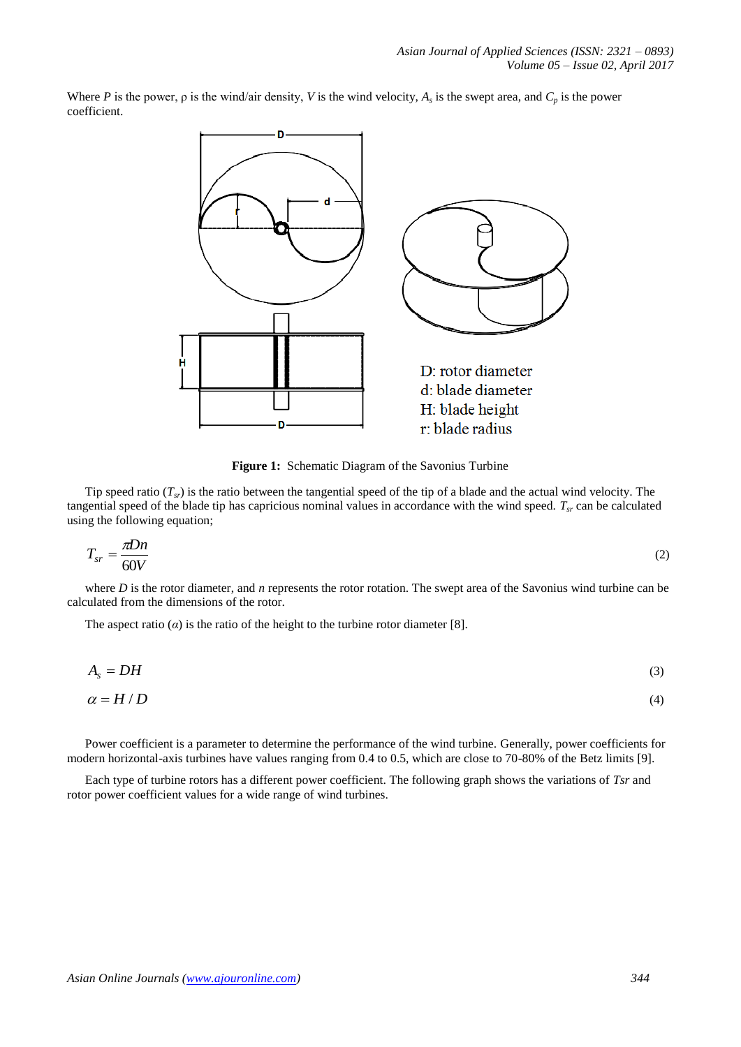Where $P$ is the power, ρ is the wind/air density, $V$ is the wind velocity, $A_s$ is the swept area, and $C_p$ is the power coefficient.

D: rotor diameter
d: blade diameter
H: blade height
r: blade radius

**Figure 1:** Schematic Diagram of the Savonius Turbine

Tip speed ratio ($T_{sr}$) is the ratio between the tangential speed of the tip of a blade and the actual wind velocity. The tangential speed of the blade tip has capricious nominal values in accordance with the wind speed. $T_{sr}$ can be calculated using the following equation;

$$T_{sr} = \frac{\pi D n}{60V} \tag{2}$$

where $D$ is the rotor diameter, and $n$ represents the rotor rotation. The swept area of the Savonius wind turbine can be calculated from the dimensions of the rotor.

The aspect ratio ($\alpha$) is the ratio of the height to the turbine rotor diameter [8].

$$A_s = DH \tag{3}$$

$$\alpha = H / D \tag{4}$$

Power coefficient is a parameter to determine the performance of the wind turbine. Generally, power coefficients for modern horizontal-axis turbines have values ranging from 0.4 to 0.5, which are close to 70-80% of the Betz limits [9].

Each type of turbine rotors has a different power coefficient. The following graph shows the variations of $Tsr$ and rotor power coefficient values for a wide range of wind turbines.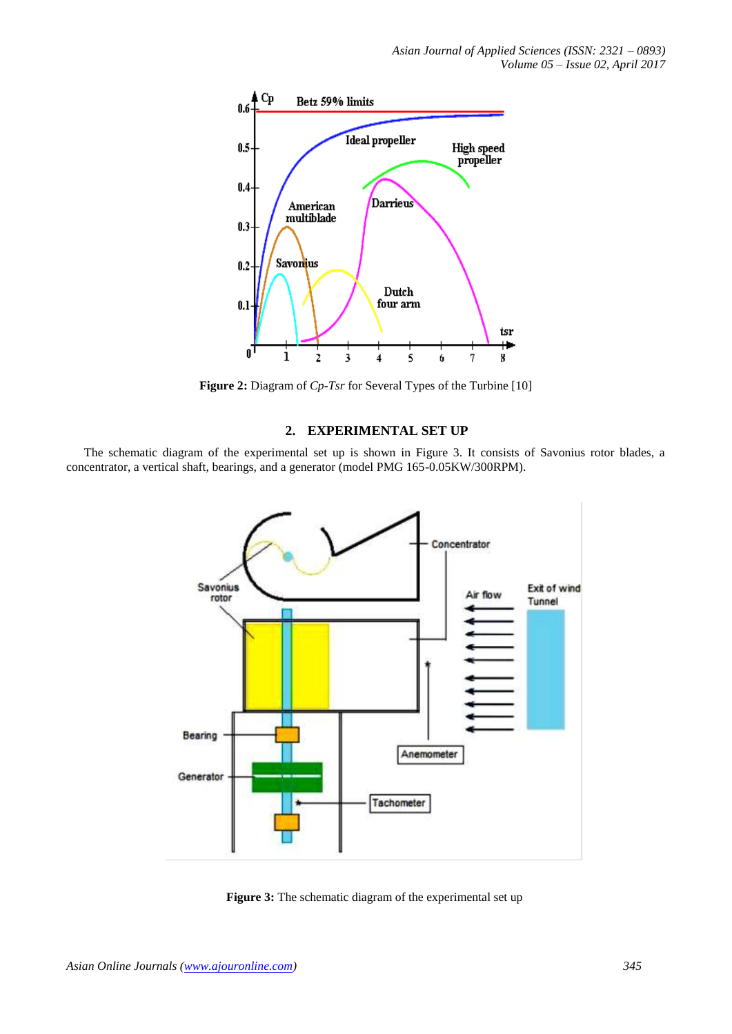**Figure 2:** Diagram of *Cp-Tsr* for Several Types of the Turbine [10]

## 2. EXPERIMENTAL SET UP

The schematic diagram of the experimental set up is shown in Figure 3. It consists of Savonius rotor blades, a concentrator, a vertical shaft, bearings, and a generator (model PMG 165-0.05KW/300RPM).

**Figure 3:** The schematic diagram of the experimental set up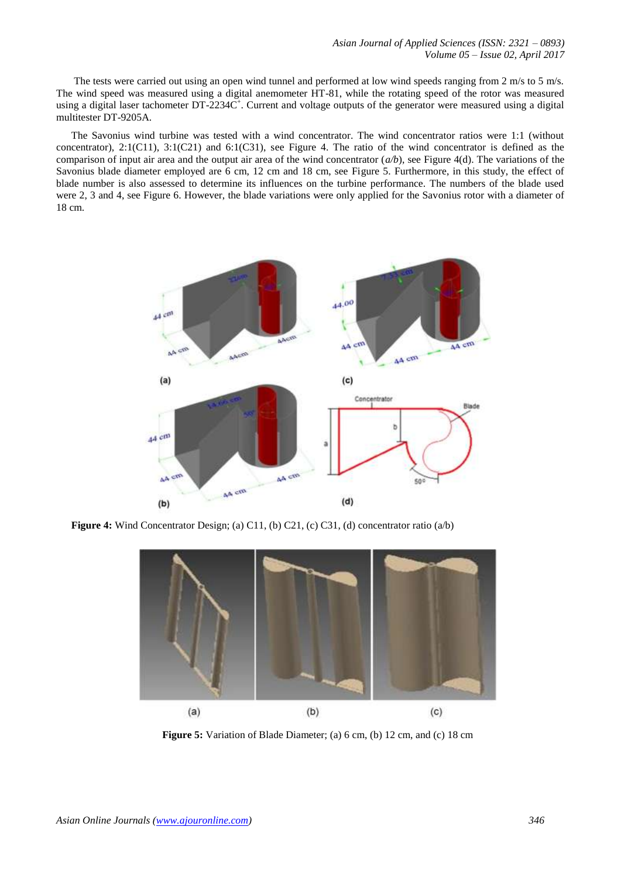The tests were carried out using an open wind tunnel and performed at low wind speeds ranging from 2 m/s to 5 m/s. The wind speed was measured using a digital anemometer HT-81, while the rotating speed of the rotor was measured using a digital laser tachometer DT-2234C$^{+}$. Current and voltage outputs of the generator were measured using a digital multitester DT-9205A.

The Savonius wind turbine was tested with a wind concentrator. The wind concentrator ratios were 1:1 (without concentrator), 2:1(C11), 3:1(C21) and 6:1(C31), see Figure 4. The ratio of the wind concentrator is defined as the comparison of input air area and the output air area of the wind concentrator (*a/b*), see Figure 4(d). The variations of the Savonius blade diameter employed are 6 cm, 12 cm and 18 cm, see Figure 5. Furthermore, in this study, the effect of blade number is also assessed to determine its influences on the turbine performance. The numbers of the blade used were 2, 3 and 4, see Figure 6. However, the blade variations were only applied for the Savonius rotor with a diameter of 18 cm.

**Figure 4:** Wind Concentrator Design; (a) C11, (b) C21, (c) C31, (d) concentrator ratio (a/b)

**Figure 5:** Variation of Blade Diameter; (a) 6 cm, (b) 12 cm, and (c) 18 cm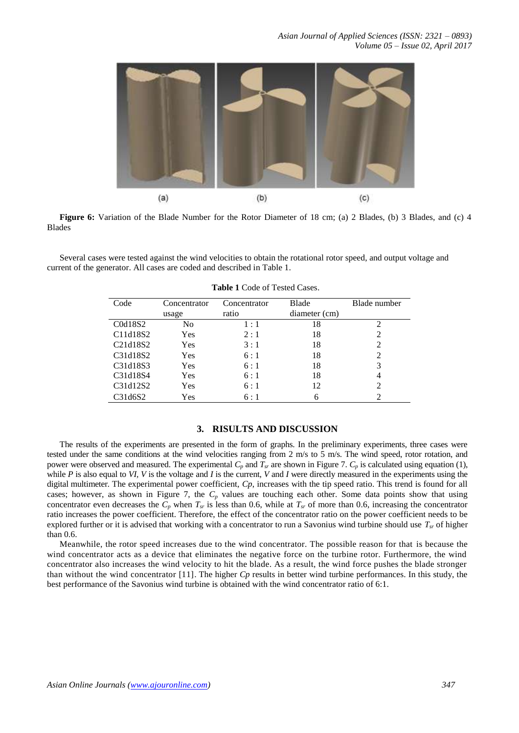**Figure 6:** Variation of the Blade Number for the Rotor Diameter of 18 cm; (a) 2 Blades, (b) 3 Blades, and (c) 4 Blades

Several cases were tested against the wind velocities to obtain the rotational rotor speed, and output voltage and current of the generator. All cases are coded and described in Table 1.

**Table 1** Code of Tested Cases.

| Code | Concentrator usage | Concentrator ratio | Blade diameter (cm) | Blade number |
|---|---|---|---|---|
| C0d18S2 | No | 1 : 1 | 18 | 2 |
| C11d18S2 | Yes | 2 : 1 | 18 | 2 |
| C21d18S2 | Yes | 3 : 1 | 18 | 2 |
| C31d18S2 | Yes | 6 : 1 | 18 | 2 |
| C31d18S3 | Yes | 6 : 1 | 18 | 3 |
| C31d18S4 | Yes | 6 : 1 | 18 | 4 |
| C31d12S2 | Yes | 6 : 1 | 12 | 2 |
| C31d6S2 | Yes | 6 : 1 | 6 | 2 |

## 3. RISULTS AND DISCUSSION

The results of the experiments are presented in the form of graphs. In the preliminary experiments, three cases were tested under the same conditions at the wind velocities ranging from 2 m/s to 5 m/s. The wind speed, rotor rotation, and power were observed and measured. The experimental $C_p$ and $T_{sr}$ are shown in Figure 7. $C_p$ is calculated using equation (1), while $P$ is also equal to $VI$, $V$ is the voltage and $I$ is the current, $V$ and $I$ were directly measured in the experiments using the digital multimeter. The experimental power coefficient, $Cp$, increases with the tip speed ratio. This trend is found for all cases; however, as shown in Figure 7, the $C_p$ values are touching each other. Some data points show that using concentrator even decreases the $C_p$ when $T_{sr}$ is less than 0.6, while at $T_{sr}$ of more than 0.6, increasing the concentrator ratio increases the power coefficient. Therefore, the effect of the concentrator ratio on the power coefficient needs to be explored further or it is advised that working with a concentrator to run a Savonius wind turbine should use $T_{sr}$ of higher than 0.6.

Meanwhile, the rotor speed increases due to the wind concentrator. The possible reason for that is because the wind concentrator acts as a device that eliminates the negative force on the turbine rotor. Furthermore, the wind concentrator also increases the wind velocity to hit the blade. As a result, the wind force pushes the blade stronger than without the wind concentrator [11]. The higher $Cp$ results in better wind turbine performances. In this study, the best performance of the Savonius wind turbine is obtained with the wind concentrator ratio of 6:1.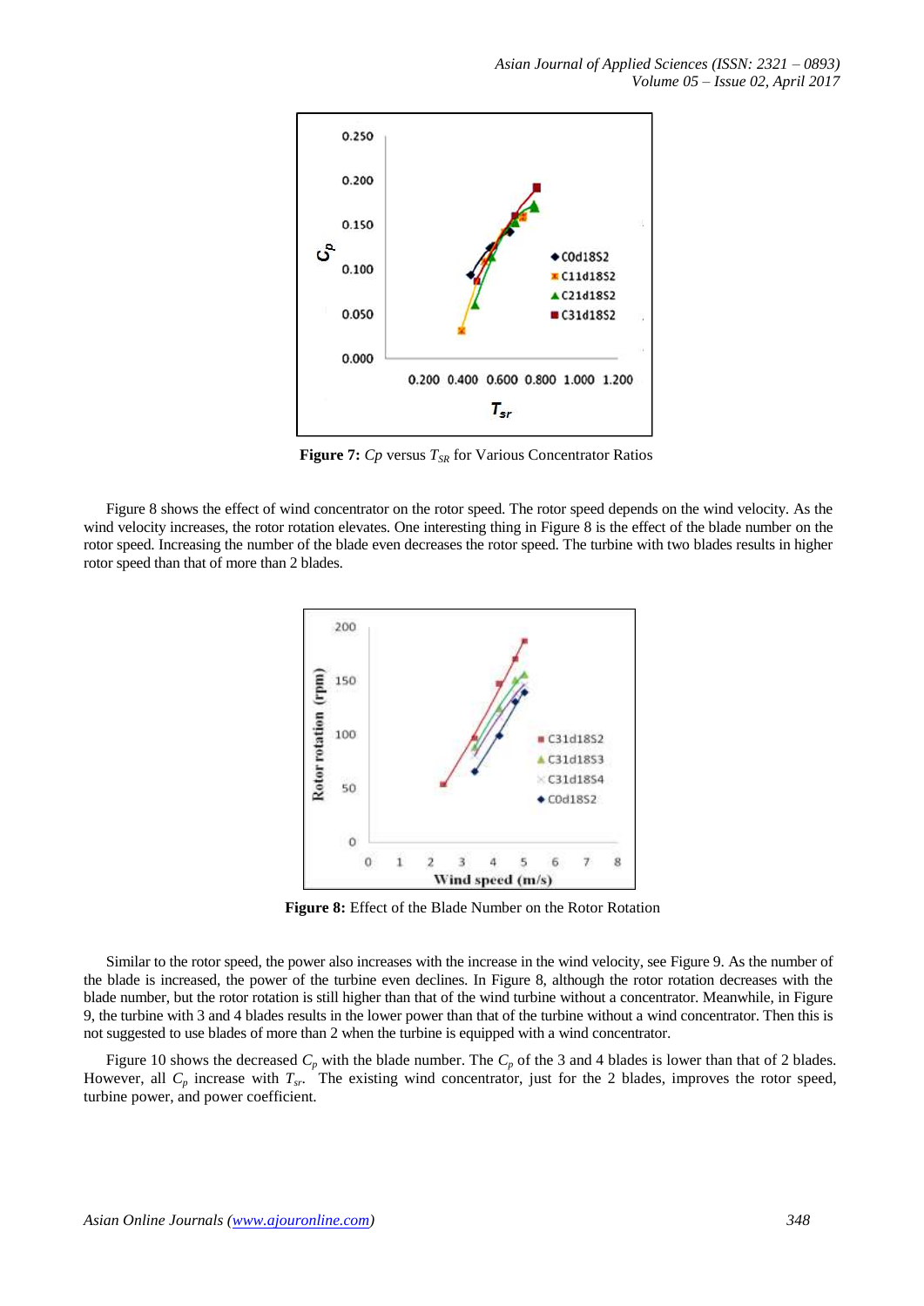**Figure 7:** *Cp* versus $T_{SR}$ for Various Concentrator Ratios

Figure 8 shows the effect of wind concentrator on the rotor speed. The rotor speed depends on the wind velocity. As the wind velocity increases, the rotor rotation elevates. One interesting thing in Figure 8 is the effect of the blade number on the rotor speed. Increasing the number of the blade even decreases the rotor speed. The turbine with two blades results in higher rotor speed than that of more than 2 blades.

**Figure 8:** Effect of the Blade Number on the Rotor Rotation

Similar to the rotor speed, the power also increases with the increase in the wind velocity, see Figure 9. As the number of the blade is increased, the power of the turbine even declines. In Figure 8, although the rotor rotation decreases with the blade number, but the rotor rotation is still higher than that of the wind turbine without a concentrator. Meanwhile, in Figure 9, the turbine with 3 and 4 blades results in the lower power than that of the turbine without a wind concentrator. Then this is not suggested to use blades of more than 2 when the turbine is equipped with a wind concentrator.

Figure 10 shows the decreased $C_p$ with the blade number. The $C_p$ of the 3 and 4 blades is lower than that of 2 blades. However, all $C_p$ increase with $T_{sr}$. The existing wind concentrator, just for the 2 blades, improves the rotor speed, turbine power, and power coefficient.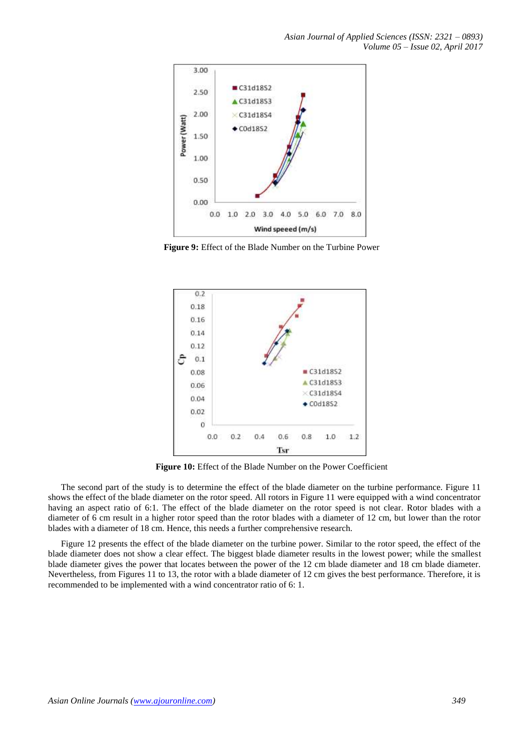**Figure 9:** Effect of the Blade Number on the Turbine Power

**Figure 10:** Effect of the Blade Number on the Power Coefficient

The second part of the study is to determine the effect of the blade diameter on the turbine performance. Figure 11 shows the effect of the blade diameter on the rotor speed. All rotors in Figure 11 were equipped with a wind concentrator having an aspect ratio of 6:1. The effect of the blade diameter on the rotor speed is not clear. Rotor blades with a diameter of 6 cm result in a higher rotor speed than the rotor blades with a diameter of 12 cm, but lower than the rotor blades with a diameter of 18 cm. Hence, this needs a further comprehensive research.

Figure 12 presents the effect of the blade diameter on the turbine power. Similar to the rotor speed, the effect of the blade diameter does not show a clear effect. The biggest blade diameter results in the lowest power; while the smallest blade diameter gives the power that locates between the power of the 12 cm blade diameter and 18 cm blade diameter. Nevertheless, from Figures 11 to 13, the rotor with a blade diameter of 12 cm gives the best performance. Therefore, it is recommended to be implemented with a wind concentrator ratio of 6: 1.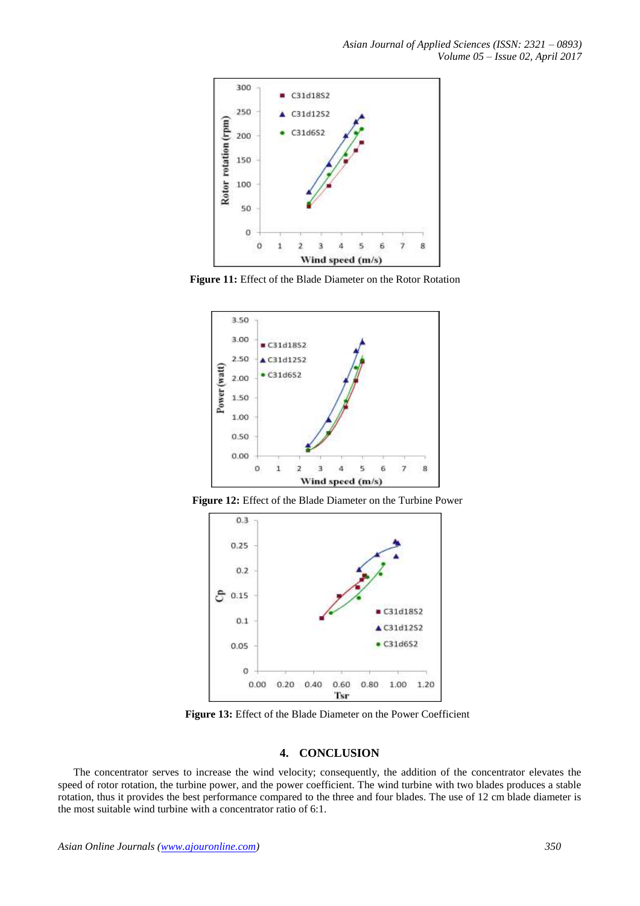Figure 11: Effect of the Blade Diameter on the Rotor Rotation

Figure 12: Effect of the Blade Diameter on the Turbine Power

Figure 13: Effect of the Blade Diameter on the Power Coefficient

## 4. CONCLUSION

The concentrator serves to increase the wind velocity; consequently, the addition of the concentrator elevates the speed of rotor rotation, the turbine power, and the power coefficient. The wind turbine with two blades produces a stable rotation, thus it provides the best performance compared to the three and four blades. The use of 12 cm blade diameter is the most suitable wind turbine with a concentrator ratio of 6:1.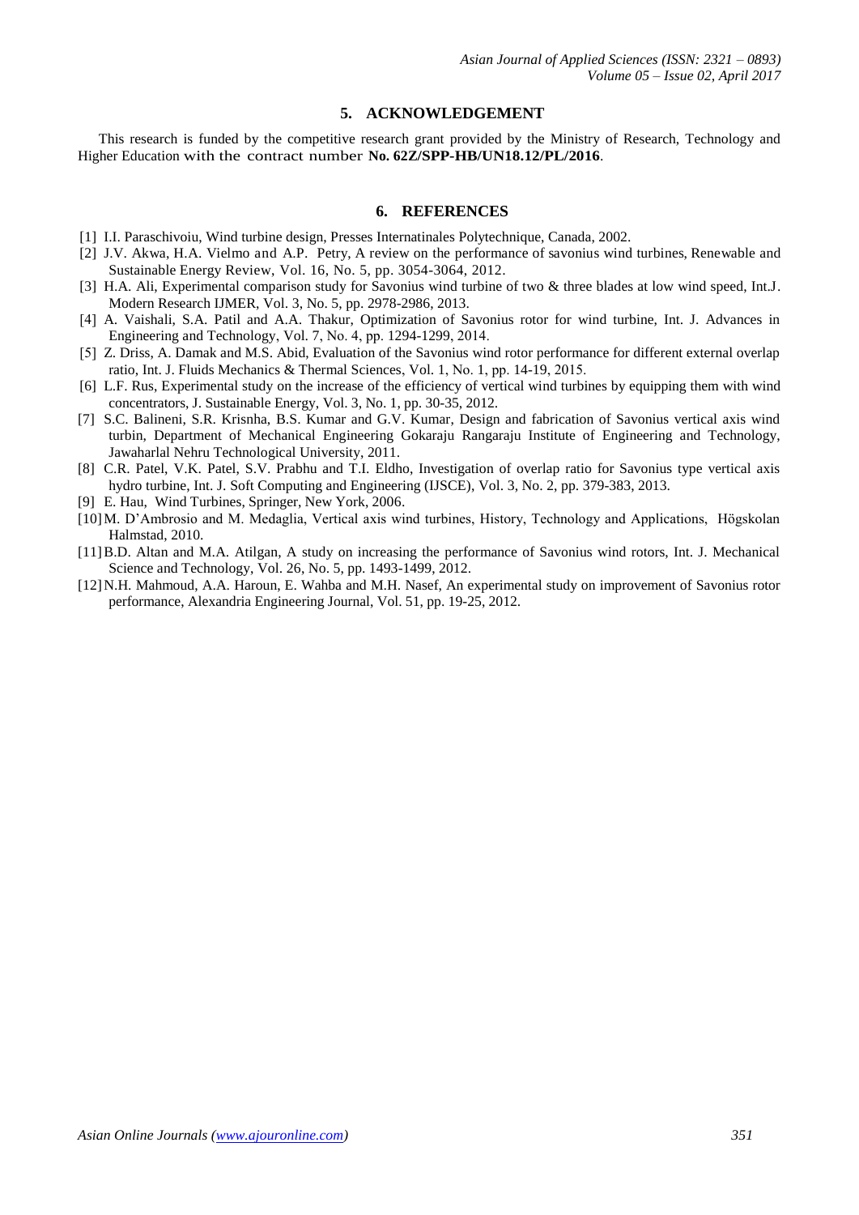## 5. ACKNOWLEDGEMENT

This research is funded by the competitive research grant provided by the Ministry of Research, Technology and Higher Education with the contract number **No. 62Z/SPP-HB/UN18.12/PL/2016**.

## 6. REFERENCES

[1] I.I. Paraschivoiu, Wind turbine design, Presses Internatinales Polytechnique, Canada, 2002.

[2] J.V. Akwa, H.A. Vielmo and A.P. Petry, A review on the performance of savonius wind turbines, Renewable and Sustainable Energy Review, Vol. 16, No. 5, pp. 3054-3064, 2012.

[3] H.A. Ali, Experimental comparison study for Savonius wind turbine of two & three blades at low wind speed, Int.J. Modern Research IJMER, Vol. 3, No. 5, pp. 2978-2986, 2013.

[4] A. Vaishali, S.A. Patil and A.A. Thakur, Optimization of Savonius rotor for wind turbine, Int. J. Advances in Engineering and Technology, Vol. 7, No. 4, pp. 1294-1299, 2014.

[5] Z. Driss, A. Damak and M.S. Abid, Evaluation of the Savonius wind rotor performance for different external overlap ratio, Int. J. Fluids Mechanics & Thermal Sciences, Vol. 1, No. 1, pp. 14-19, 2015.

[6] L.F. Rus, Experimental study on the increase of the efficiency of vertical wind turbines by equipping them with wind concentrators, J. Sustainable Energy, Vol. 3, No. 1, pp. 30-35, 2012.

[7] S.C. Balineni, S.R. Krisnha, B.S. Kumar and G.V. Kumar, Design and fabrication of Savonius vertical axis wind turbin, Department of Mechanical Engineering Gokaraju Rangaraju Institute of Engineering and Technology, Jawaharlal Nehru Technological University, 2011.

[8] C.R. Patel, V.K. Patel, S.V. Prabhu and T.I. Eldho, Investigation of overlap ratio for Savonius type vertical axis hydro turbine, Int. J. Soft Computing and Engineering (IJSCE), Vol. 3, No. 2, pp. 379-383, 2013.

[9] E. Hau, Wind Turbines, Springer, New York, 2006.

[10] M. D'Ambrosio and M. Medaglia, Vertical axis wind turbines, History, Technology and Applications, Högskolan Halmstad, 2010.

[11] B.D. Altan and M.A. Atilgan, A study on increasing the performance of Savonius wind rotors, Int. J. Mechanical Science and Technology, Vol. 26, No. 5, pp. 1493-1499, 2012.

[12] N.H. Mahmoud, A.A. Haroun, E. Wahba and M.H. Nasef, An experimental study on improvement of Savonius rotor performance, Alexandria Engineering Journal, Vol. 51, pp. 19-25, 2012.